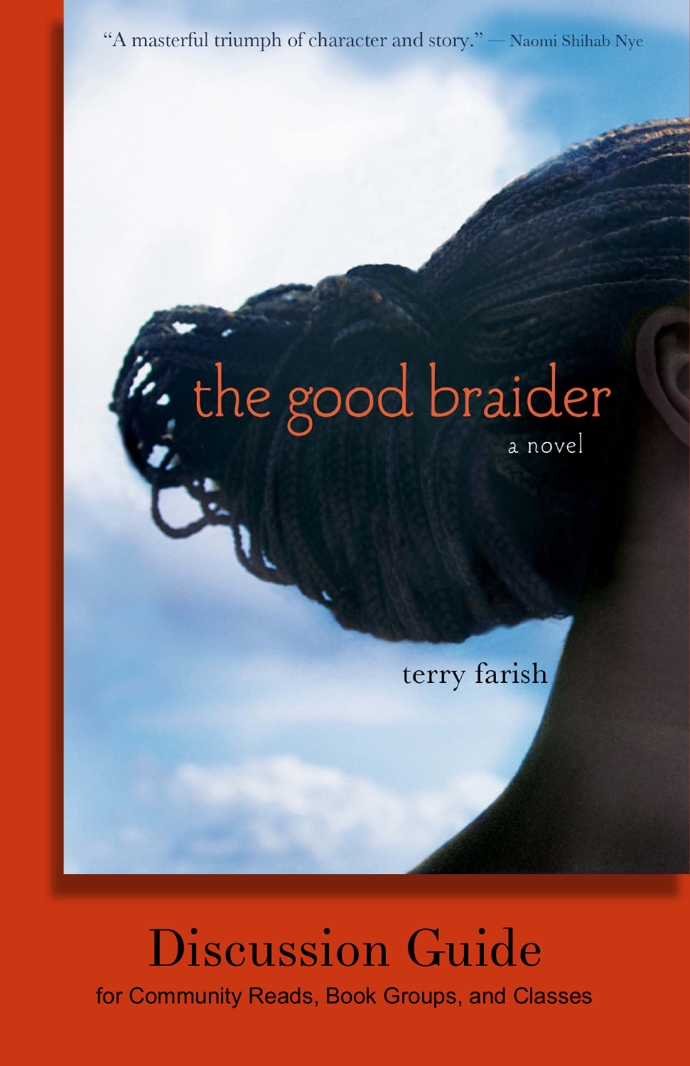"A masterful triumph of character and story." — Naomi Shihab Nye

# the good braider

a novel

terry farish

# Discussion Guide

for Community Reads, Book Groups, and Classes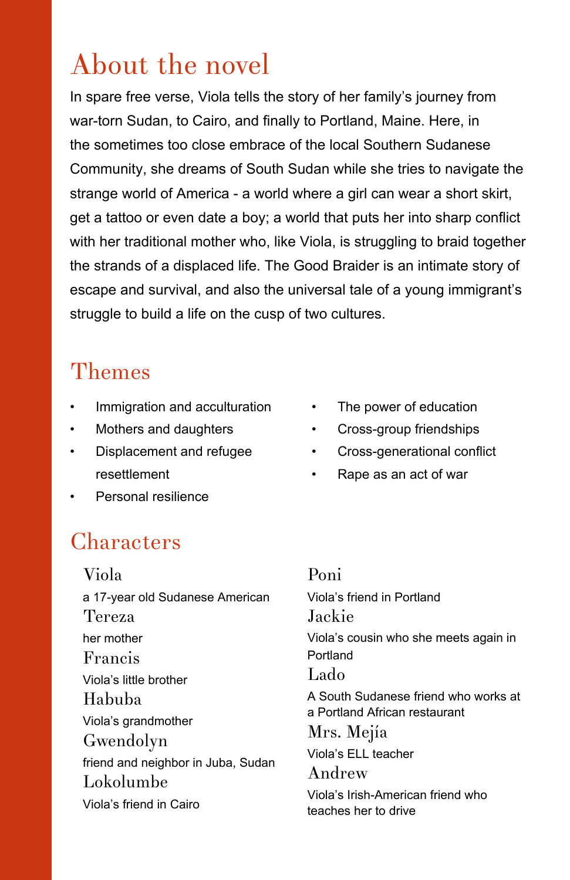## About the novel

In spare free verse, Viola tells the story of her family's journey from war-torn Sudan, to Cairo, and finally to Portland, Maine. Here, in the sometimes too close embrace of the local Southern Sudanese Community, she dreams of South Sudan while she tries to navigate the strange world of America - a world where a girl can wear a short skirt, get a tattoo or even date a boy; a world that puts her into sharp conflict with her traditional mother who, like Viola, is struggling to braid together the strands of a displaced life. The Good Braider is an intimate story of escape and survival, and also the universal tale of a young immigrant's struggle to build a life on the cusp of two cultures.

## Themes

- Immigration and acculturation
- Mothers and daughters
- Displacement and refugee resettlement
- Personal resilience
- The power of education
- Cross-group friendships
- Cross-generational conflict
- Rape as an act of war

## Characters

### Viola
a 17-year old Sudanese American

### Tereza
her mother

### Francis
Viola's little brother

### Habuba
Viola's grandmother

### Gwendolyn
friend and neighbor in Juba, Sudan

### Lokolumbe
Viola's friend in Cairo

### Poni
Viola's friend in Portland

### Jackie
Viola's cousin who she meets again in Portland

### Lado
A South Sudanese friend who works at a Portland African restaurant

### Mrs. Mejía
Viola's ELL teacher

### Andrew
Viola's Irish-American friend who teaches her to drive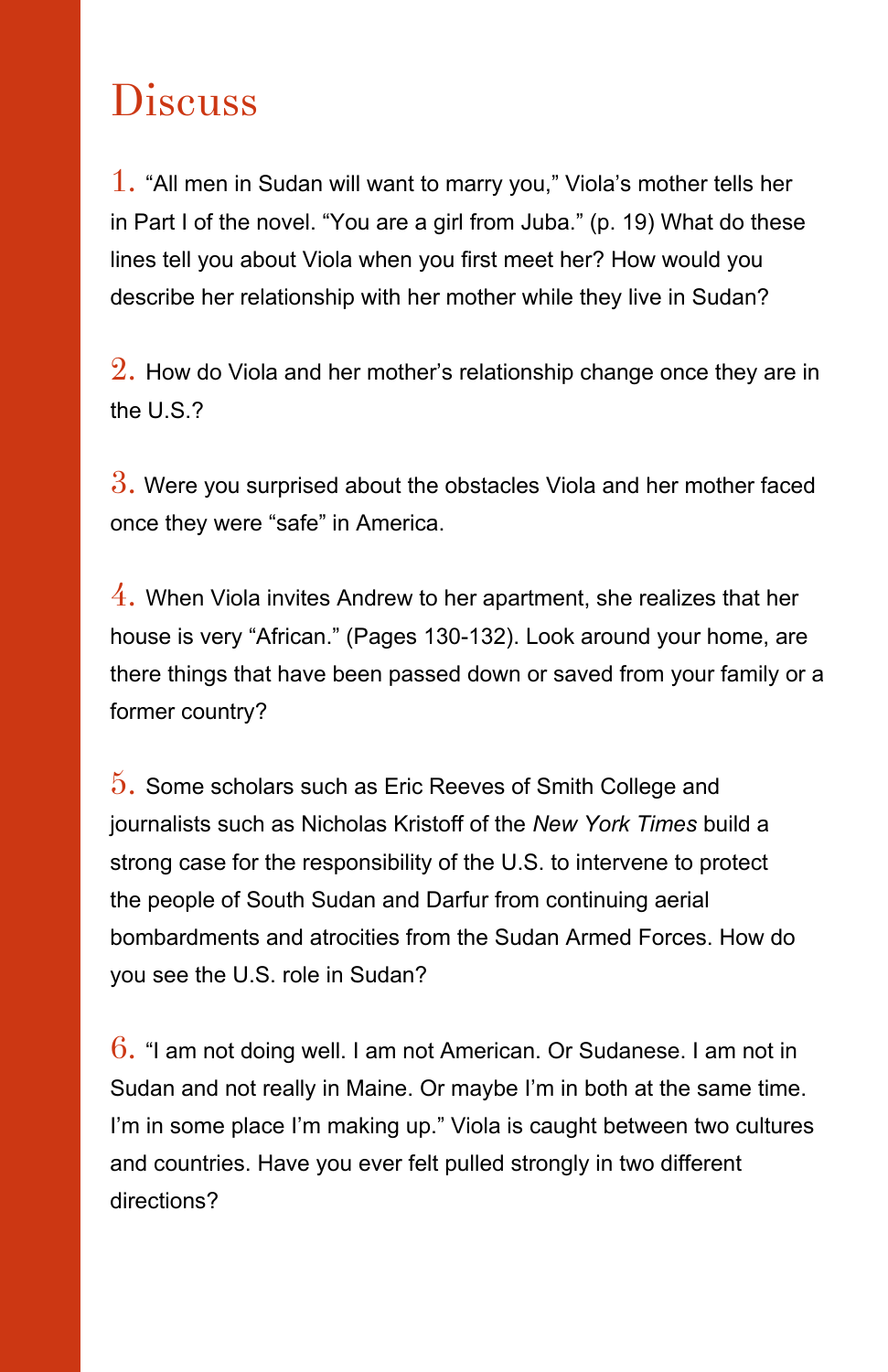# Discuss

1. "All men in Sudan will want to marry you," Viola's mother tells her in Part I of the novel. "You are a girl from Juba." (p. 19) What do these lines tell you about Viola when you first meet her? How would you describe her relationship with her mother while they live in Sudan?

2. How do Viola and her mother's relationship change once they are in the U.S.?

3. Were you surprised about the obstacles Viola and her mother faced once they were "safe" in America.

4. When Viola invites Andrew to her apartment, she realizes that her house is very "African." (Pages 130-132). Look around your home, are there things that have been passed down or saved from your family or a former country?

5. Some scholars such as Eric Reeves of Smith College and journalists such as Nicholas Kristoff of the *New York Times* build a strong case for the responsibility of the U.S. to intervene to protect the people of South Sudan and Darfur from continuing aerial bombardments and atrocities from the Sudan Armed Forces. How do you see the U.S. role in Sudan?

6. "I am not doing well. I am not American. Or Sudanese. I am not in Sudan and not really in Maine. Or maybe I'm in both at the same time. I'm in some place I'm making up." Viola is caught between two cultures and countries. Have you ever felt pulled strongly in two different directions?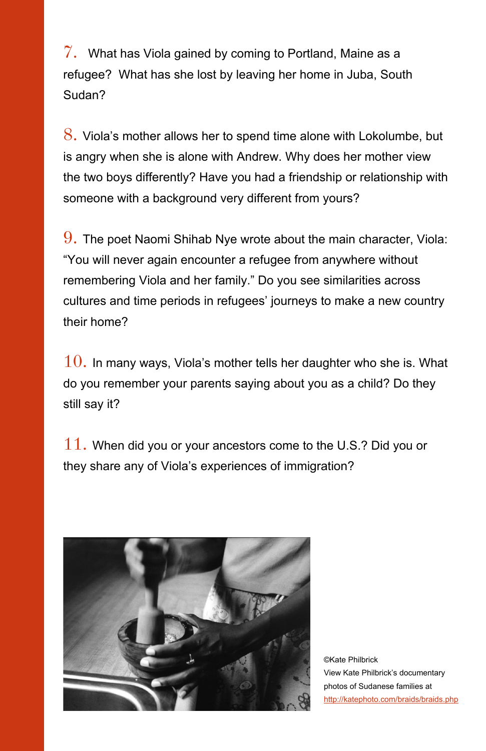7. What has Viola gained by coming to Portland, Maine as a refugee? What has she lost by leaving her home in Juba, South Sudan?

8. Viola's mother allows her to spend time alone with Lokolumbe, but is angry when she is alone with Andrew. Why does her mother view the two boys differently? Have you had a friendship or relationship with someone with a background very different from yours?

9. The poet Naomi Shihab Nye wrote about the main character, Viola: "You will never again encounter a refugee from anywhere without remembering Viola and her family." Do you see similarities across cultures and time periods in refugees' journeys to make a new country their home?

10. In many ways, Viola's mother tells her daughter who she is. What do you remember your parents saying about you as a child? Do they still say it?

11. When did you or your ancestors come to the U.S.? Did you or they share any of Viola's experiences of immigration?

©Kate Philbrick
View Kate Philbrick's documentary photos of Sudanese families at
http://katephoto.com/braids/braids.php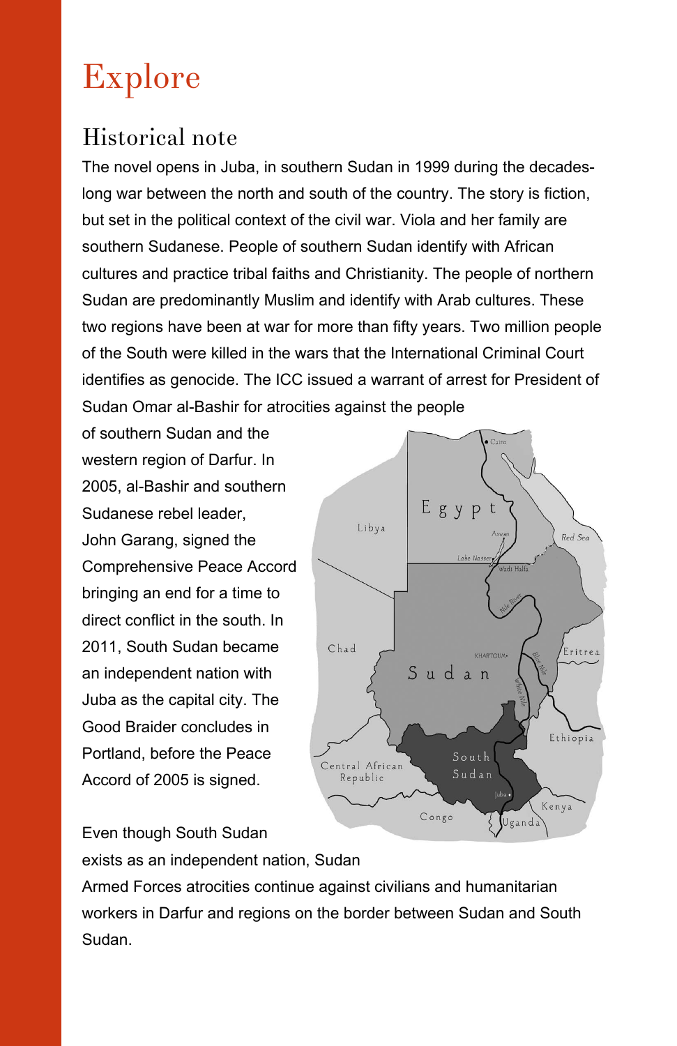# Explore

## Historical note

The novel opens in Juba, in southern Sudan in 1999 during the decades-long war between the north and south of the country. The story is fiction, but set in the political context of the civil war. Viola and her family are southern Sudanese. People of southern Sudan identify with African cultures and practice tribal faiths and Christianity. The people of northern Sudan are predominantly Muslim and identify with Arab cultures. These two regions have been at war for more than fifty years. Two million people of the South were killed in the wars that the International Criminal Court identifies as genocide. The ICC issued a warrant of arrest for President of Sudan Omar al-Bashir for atrocities against the people of southern Sudan and the western region of Darfur. In 2005, al-Bashir and southern Sudanese rebel leader, John Garang, signed the Comprehensive Peace Accord bringing an end for a time to direct conflict in the south. In 2011, South Sudan became an independent nation with Juba as the capital city. The Good Braider concludes in Portland, before the Peace Accord of 2005 is signed.

Even though South Sudan exists as an independent nation, Sudan Armed Forces atrocities continue against civilians and humanitarian workers in Darfur and regions on the border between Sudan and South Sudan.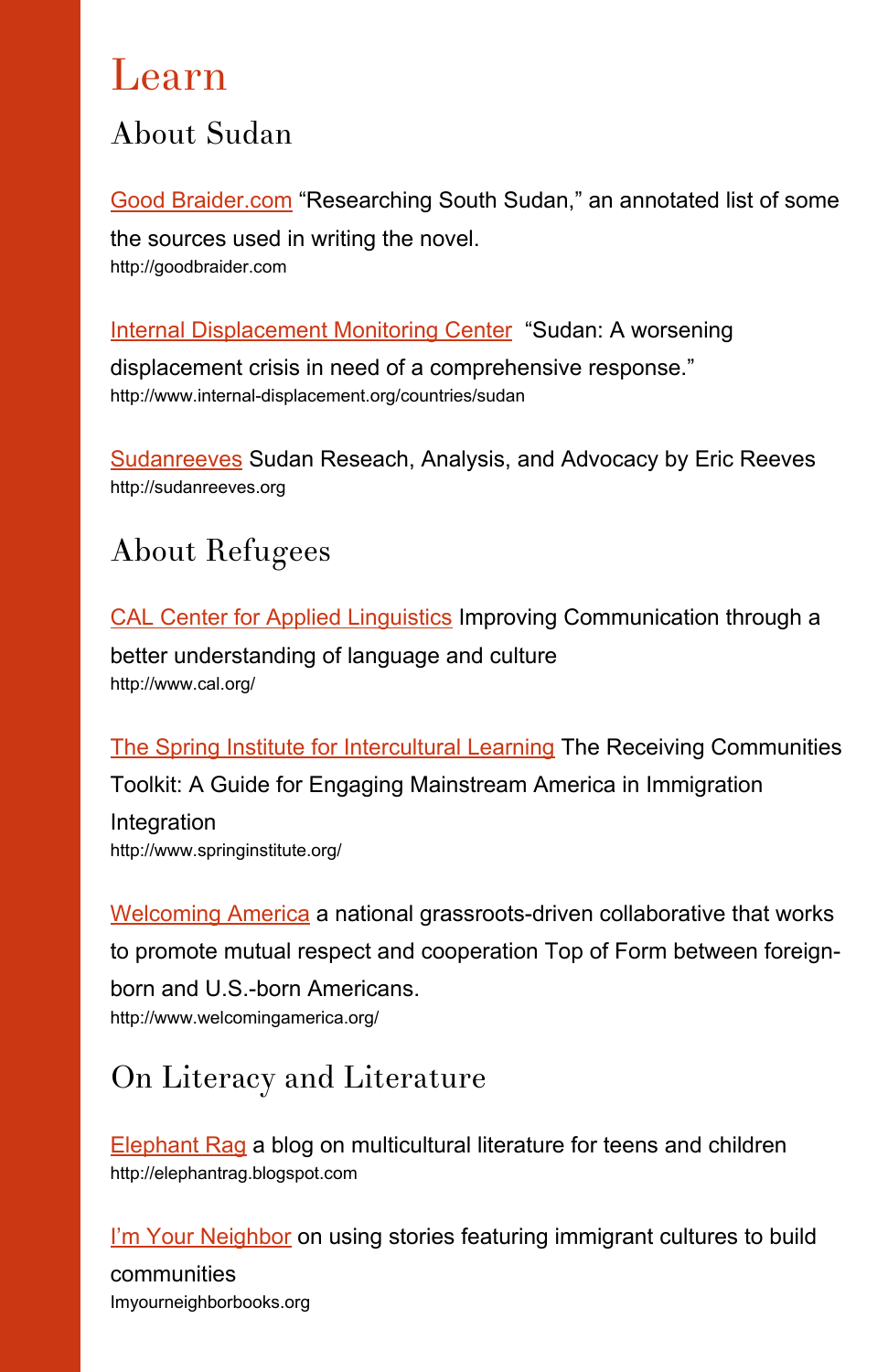# Learn

## About Sudan

Good Braider.com "Researching South Sudan," an annotated list of some the sources used in writing the novel.
http://goodbraider.com

Internal Displacement Monitoring Center "Sudan: A worsening displacement crisis in need of a comprehensive response."
http://www.internal-displacement.org/countries/sudan

Sudanreeves Sudan Reseach, Analysis, and Advocacy by Eric Reeves
http://sudanreeves.org

## About Refugees

CAL Center for Applied Linguistics Improving Communication through a better understanding of language and culture
http://www.cal.org/

The Spring Institute for Intercultural Learning The Receiving Communities Toolkit: A Guide for Engaging Mainstream America in Immigration Integration
http://www.springinstitute.org/

Welcoming America a national grassroots-driven collaborative that works to promote mutual respect and cooperation Top of Form between foreign-born and U.S.-born Americans.
http://www.welcomingamerica.org/

## On Literacy and Literature

Elephant Rag a blog on multicultural literature for teens and children
http://elephantrag.blogspot.com

I'm Your Neighbor on using stories featuring immigrant cultures to build communities
Imyourneighborbooks.org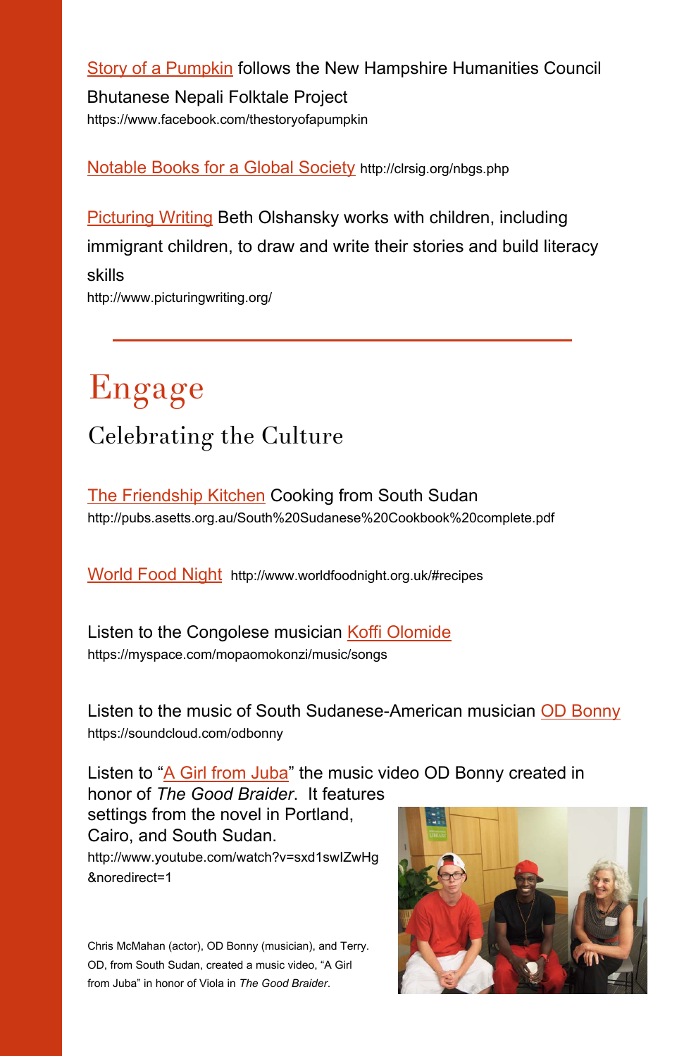Story of a Pumpkin follows the New Hampshire Humanities Council Bhutanese Nepali Folktale Project
https://www.facebook.com/thestoryofapumpkin

Notable Books for a Global Society http://clrsig.org/nbgs.php

Picturing Writing Beth Olshansky works with children, including immigrant children, to draw and write their stories and build literacy skills
http://www.picturingwriting.org/

---

# Engage

## Celebrating the Culture

The Friendship Kitchen Cooking from South Sudan
http://pubs.asetts.org.au/South%20Sudanese%20Cookbook%20complete.pdf

World Food Night http://www.worldfoodnight.org.uk/#recipes

Listen to the Congolese musician Koffi Olomide
https://myspace.com/mopaomokonzi/music/songs

Listen to the music of South Sudanese-American musician OD Bonny
https://soundcloud.com/odbonny

Listen to "A Girl from Juba" the music video OD Bonny created in honor of *The Good Braider*. It features settings from the novel in Portland, Cairo, and South Sudan.
http://www.youtube.com/watch?v=sxd1swIZwHg&noredirect=1

Chris McMahan (actor), OD Bonny (musician), and Terry. OD, from South Sudan, created a music video, "A Girl from Juba" in honor of Viola in *The Good Braider*.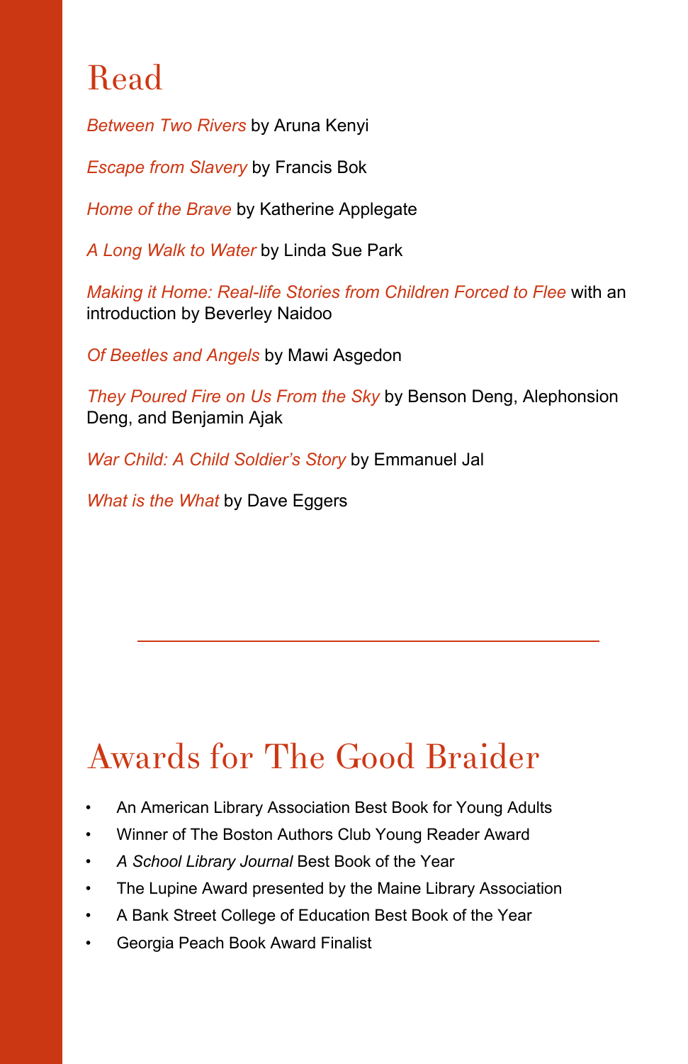# Read

*Between Two Rivers* by Aruna Kenyi

*Escape from Slavery* by Francis Bok

*Home of the Brave* by Katherine Applegate

*A Long Walk to Water* by Linda Sue Park

*Making it Home: Real-life Stories from Children Forced to Flee* with an introduction by Beverley Naidoo

*Of Beetles and Angels* by Mawi Asgedon

*They Poured Fire on Us From the Sky* by Benson Deng, Alephonsion Deng, and Benjamin Ajak

*War Child: A Child Soldier's Story* by Emmanuel Jal

*What is the What* by Dave Eggers

---

# Awards for The Good Braider

- An American Library Association Best Book for Young Adults
- Winner of The Boston Authors Club Young Reader Award
- *A School Library Journal* Best Book of the Year
- The Lupine Award presented by the Maine Library Association
- A Bank Street College of Education Best Book of the Year
- Georgia Peach Book Award Finalist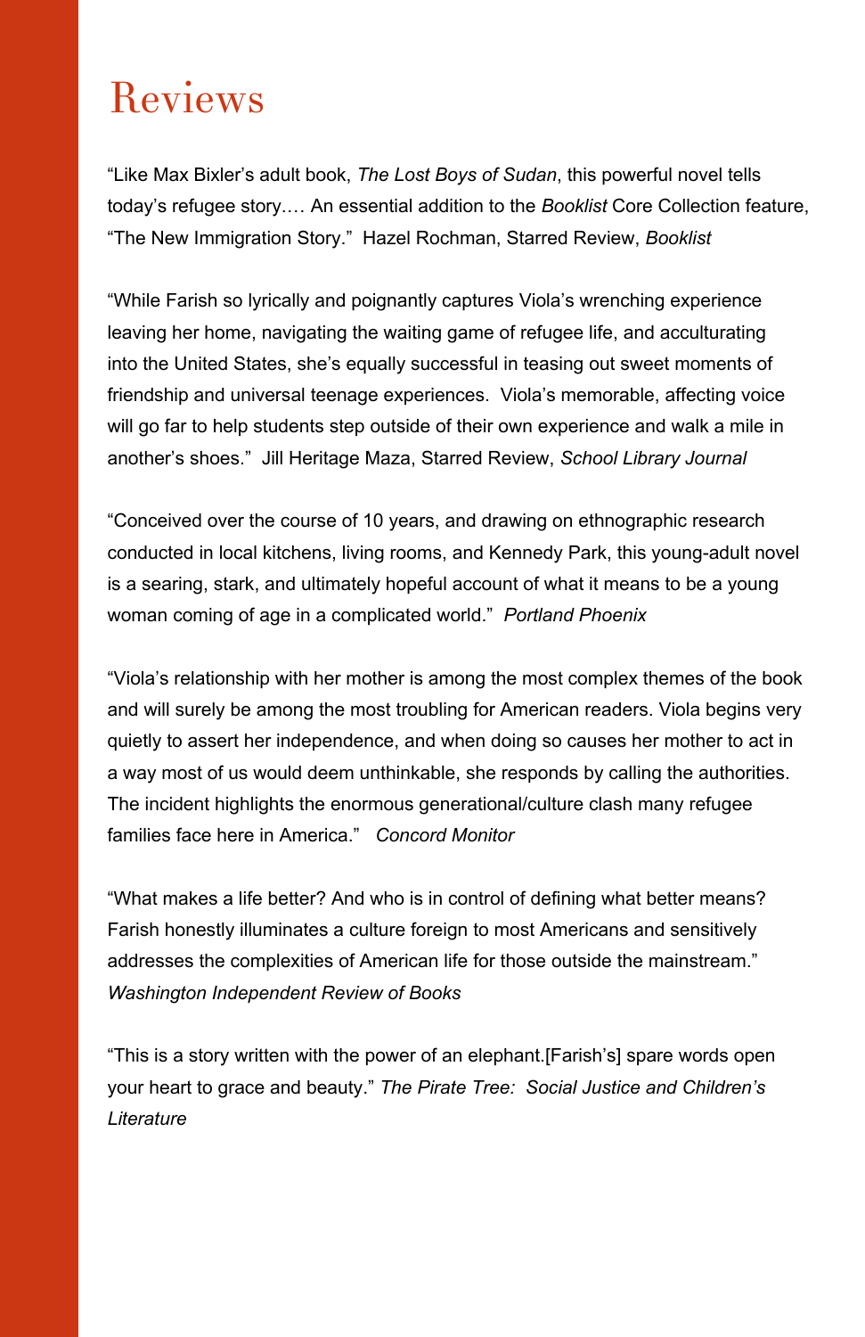# Reviews

"Like Max Bixler's adult book, *The Lost Boys of Sudan*, this powerful novel tells today's refugee story.… An essential addition to the *Booklist* Core Collection feature, "The New Immigration Story." Hazel Rochman, Starred Review, *Booklist*

"While Farish so lyrically and poignantly captures Viola's wrenching experience leaving her home, navigating the waiting game of refugee life, and acculturating into the United States, she's equally successful in teasing out sweet moments of friendship and universal teenage experiences. Viola's memorable, affecting voice will go far to help students step outside of their own experience and walk a mile in another's shoes." Jill Heritage Maza, Starred Review, *School Library Journal*

"Conceived over the course of 10 years, and drawing on ethnographic research conducted in local kitchens, living rooms, and Kennedy Park, this young-adult novel is a searing, stark, and ultimately hopeful account of what it means to be a young woman coming of age in a complicated world." *Portland Phoenix*

"Viola's relationship with her mother is among the most complex themes of the book and will surely be among the most troubling for American readers. Viola begins very quietly to assert her independence, and when doing so causes her mother to act in a way most of us would deem unthinkable, she responds by calling the authorities. The incident highlights the enormous generational/culture clash many refugee families face here in America." *Concord Monitor*

"What makes a life better? And who is in control of defining what better means? Farish honestly illuminates a culture foreign to most Americans and sensitively addresses the complexities of American life for those outside the mainstream." *Washington Independent Review of Books*

"This is a story written with the power of an elephant.[Farish's] spare words open your heart to grace and beauty." *The Pirate Tree: Social Justice and Children's Literature*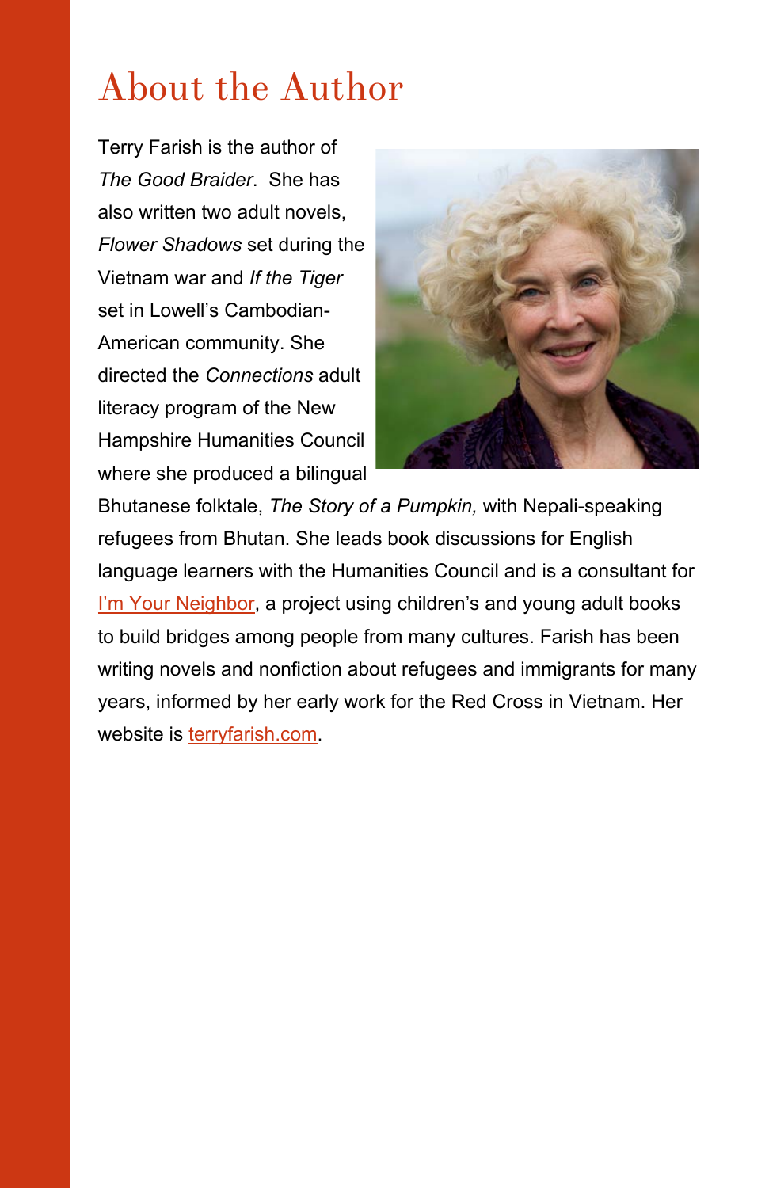# About the Author

Terry Farish is the author of *The Good Braider*. She has also written two adult novels, *Flower Shadows* set during the Vietnam war and *If the Tiger* set in Lowell's Cambodian-American community. She directed the *Connections* adult literacy program of the New Hampshire Humanities Council where she produced a bilingual Bhutanese folktale, *The Story of a Pumpkin,* with Nepali-speaking refugees from Bhutan. She leads book discussions for English language learners with the Humanities Council and is a consultant for I'm Your Neighbor, a project using children's and young adult books to build bridges among people from many cultures. Farish has been writing novels and nonfiction about refugees and immigrants for many years, informed by her early work for the Red Cross in Vietnam. Her website is terryfarish.com.